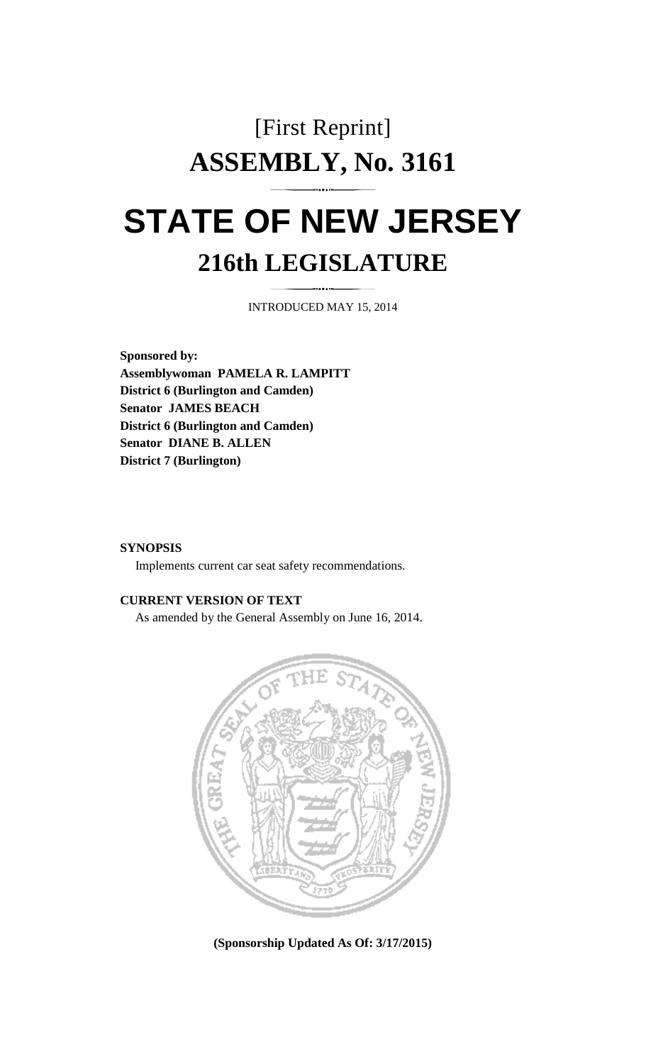[First Reprint]

# ASSEMBLY, No. 3161

# STATE OF NEW JERSEY

## 216th LEGISLATURE

INTRODUCED MAY 15, 2014

**Sponsored by:**
**Assemblywoman PAMELA R. LAMPITT**
**District 6 (Burlington and Camden)**
**Senator JAMES BEACH**
**District 6 (Burlington and Camden)**
**Senator DIANE B. ALLEN**
**District 7 (Burlington)**

**SYNOPSIS**

Implements current car seat safety recommendations.

**CURRENT VERSION OF TEXT**

As amended by the General Assembly on June 16, 2014.

**(Sponsorship Updated As Of: 3/17/2015)**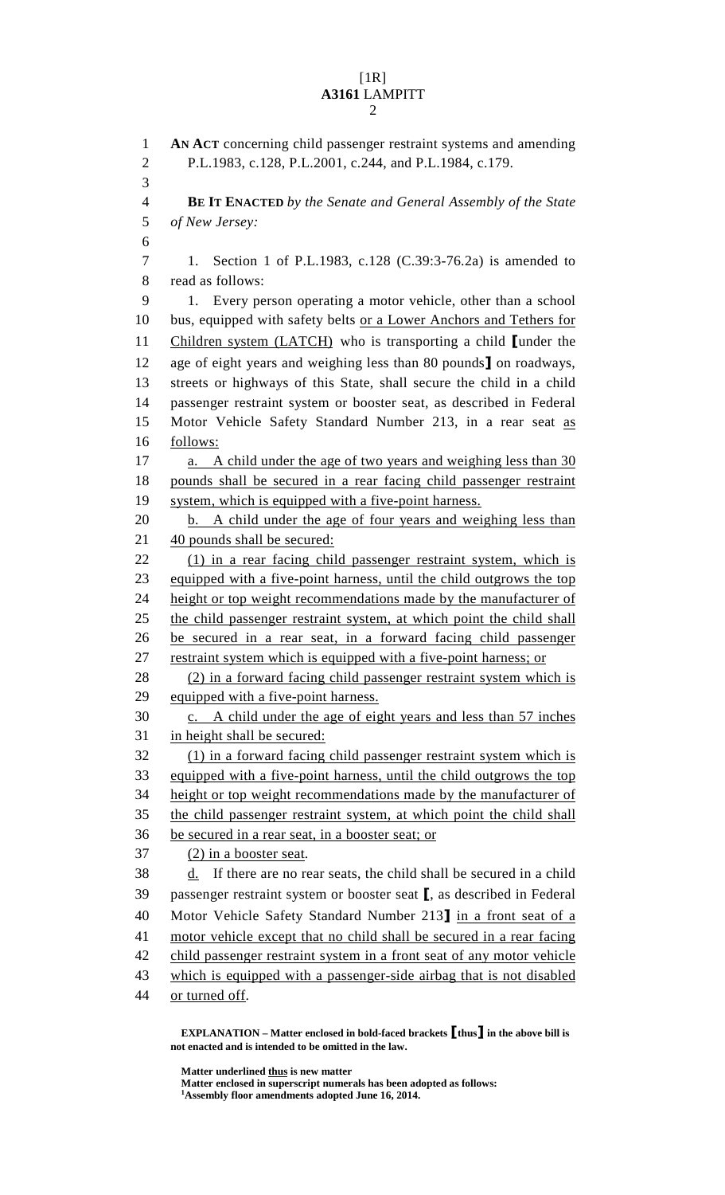AN ACT concerning child passenger restraint systems and amending P.L.1983, c.128, P.L.2001, c.244, and P.L.1984, c.179.

BE IT ENACTED *by the Senate and General Assembly of the State of New Jersey:*

1. Section 1 of P.L.1983, c.128 (C.39:3-76.2a) is amended to read as follows:

1. Every person operating a motor vehicle, other than a school bus, equipped with safety belts <u>or a Lower Anchors and Tethers for Children system (LATCH)</u> who is transporting a child [under the age of eight years and weighing less than 80 pounds] on roadways, streets or highways of this State, shall secure the child in a child passenger restraint system or booster seat, as described in Federal Motor Vehicle Safety Standard Number 213, in a rear seat <u>as follows:</u>

<u>a. A child under the age of two years and weighing less than 30 pounds shall be secured in a rear facing child passenger restraint system, which is equipped with a five-point harness.</u>

<u>b. A child under the age of four years and weighing less than 40 pounds shall be secured:</u>

<u>(1) in a rear facing child passenger restraint system, which is equipped with a five-point harness, until the child outgrows the top height or top weight recommendations made by the manufacturer of the child passenger restraint system, at which point the child shall be secured in a rear seat, in a forward facing child passenger restraint system which is equipped with a five-point harness; or</u>

<u>(2) in a forward facing child passenger restraint system which is equipped with a five-point harness.</u>

<u>c. A child under the age of eight years and less than 57 inches in height shall be secured:</u>

<u>(1) in a forward facing child passenger restraint system which is equipped with a five-point harness, until the child outgrows the top height or top weight recommendations made by the manufacturer of the child passenger restraint system, at which point the child shall be secured in a rear seat, in a booster seat; or</u>

<u>(2) in a booster seat</u>.

<u>d.</u> If there are no rear seats, the child shall be secured in a child passenger restraint system or booster seat [, as described in Federal Motor Vehicle Safety Standard Number 213] <u>in a front seat of a motor vehicle except that no child shall be secured in a rear facing child passenger restraint system in a front seat of any motor vehicle which is equipped with a passenger-side airbag that is not disabled or turned off</u>.

**EXPLANATION – Matter enclosed in bold-faced brackets [thus] in the above bill is not enacted and is intended to be omitted in the law.**

**Matter underlined <u>thus</u> is new matter**
**Matter enclosed in superscript numerals has been adopted as follows:**
**[1]Assembly floor amendments adopted June 16, 2014.**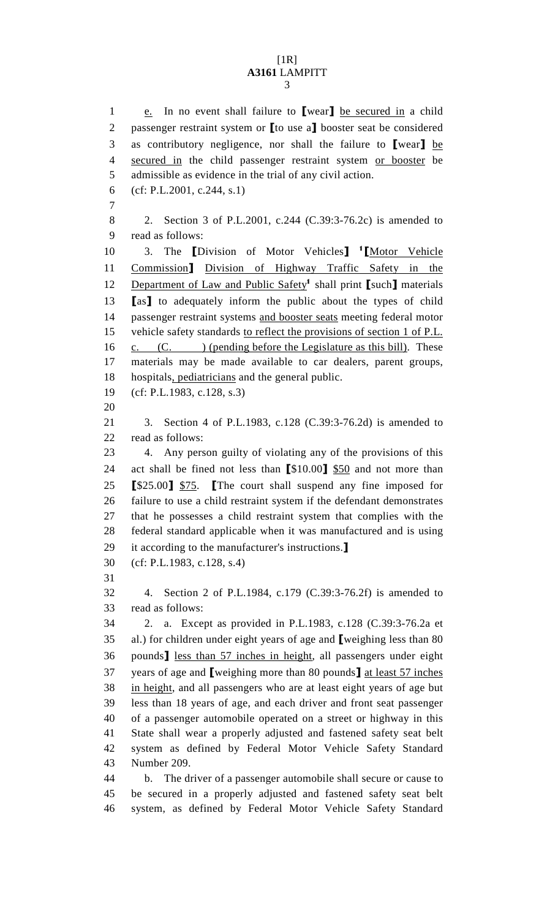e. In no event shall failure to [wear] be secured in a child passenger restraint system or [to use a] booster seat be considered as contributory negligence, nor shall the failure to [wear] be secured in the child passenger restraint system or booster be admissible as evidence in the trial of any civil action.

(cf: P.L.2001, c.244, s.1)

2. Section 3 of P.L.2001, c.244 (C.39:3-76.2c) is amended to read as follows:

3. The [Division of Motor Vehicles] [1][Motor Vehicle Commission] Division of Highway Traffic Safety in the Department of Law and Public Safety[1] shall print [such] materials [as] to adequately inform the public about the types of child passenger restraint systems and booster seats meeting federal motor vehicle safety standards to reflect the provisions of section 1 of P.L. c. (C. ) (pending before the Legislature as this bill). These materials may be made available to car dealers, parent groups, hospitals, pediatricians and the general public.

(cf: P.L.1983, c.128, s.3)

3. Section 4 of P.L.1983, c.128 (C.39:3-76.2d) is amended to read as follows:

4. Any person guilty of violating any of the provisions of this act shall be fined not less than [$10.00] $50 and not more than [$25.00] $75. [The court shall suspend any fine imposed for failure to use a child restraint system if the defendant demonstrates that he possesses a child restraint system that complies with the federal standard applicable when it was manufactured and is using it according to the manufacturer's instructions.]

(cf: P.L.1983, c.128, s.4)

4. Section 2 of P.L.1984, c.179 (C.39:3-76.2f) is amended to read as follows:

2. a. Except as provided in P.L.1983, c.128 (C.39:3-76.2a et al.) for children under eight years of age and [weighing less than 80 pounds] less than 57 inches in height, all passengers under eight years of age and [weighing more than 80 pounds] at least 57 inches in height, and all passengers who are at least eight years of age but less than 18 years of age, and each driver and front seat passenger of a passenger automobile operated on a street or highway in this State shall wear a properly adjusted and fastened safety seat belt system as defined by Federal Motor Vehicle Safety Standard Number 209.

b. The driver of a passenger automobile shall secure or cause to be secured in a properly adjusted and fastened safety seat belt system, as defined by Federal Motor Vehicle Safety Standard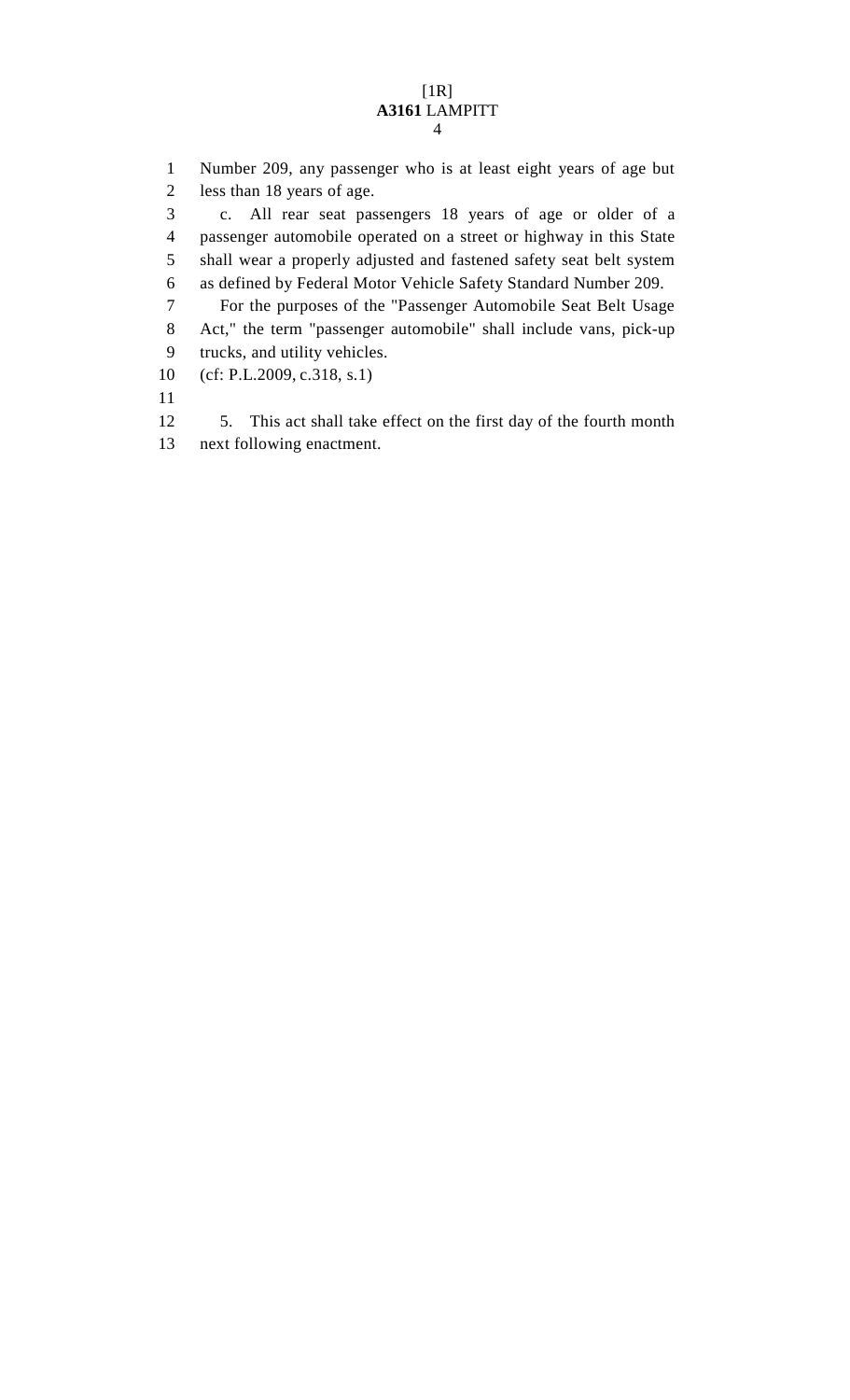Number 209, any passenger who is at least eight years of age but less than 18 years of age.

c. All rear seat passengers 18 years of age or older of a passenger automobile operated on a street or highway in this State shall wear a properly adjusted and fastened safety seat belt system as defined by Federal Motor Vehicle Safety Standard Number 209.

For the purposes of the "Passenger Automobile Seat Belt Usage Act," the term "passenger automobile" shall include vans, pick-up trucks, and utility vehicles.

(cf: P.L.2009, c.318, s.1)

5. This act shall take effect on the first day of the fourth month next following enactment.